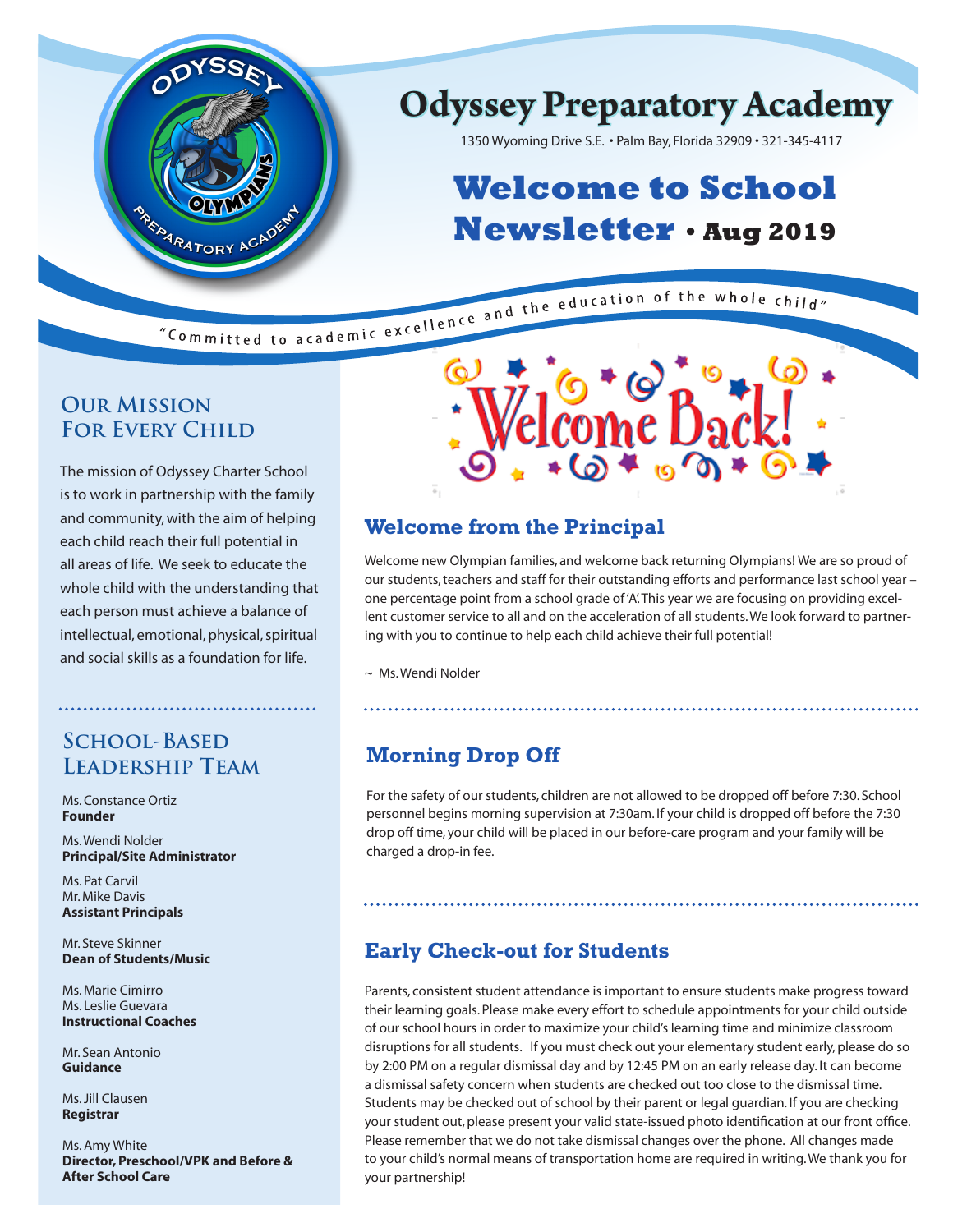# Odyssey Preparatory Academy

1350 Wyoming Drive S.E. • Palm Bay, Florida 32909 • 321-345-4117

# Welcome to School Newsletter • Aug 2019

"Committed to academic excellence and the education of the whole child"

## Our Mission For Every Child

The mission of Odyssey Charter School is to work in partnership with the family and community, with the aim of helping each child reach their full potential in all areas of life. We seek to educate the whole child with the understanding that each person must achieve a balance of intellectual, emotional, physical, spiritual and social skills as a foundation for life.

## School-Based Leadership Team

Ms. Constance Ortiz
**Founder**

Ms. Wendi Nolder
**Principal/Site Administrator**

Ms. Pat Carvil
Mr. Mike Davis
**Assistant Principals**

Mr. Steve Skinner
**Dean of Students/Music**

Ms. Marie Cimirro
Ms. Leslie Guevara
**Instructional Coaches**

Mr. Sean Antonio
**Guidance**

Ms. Jill Clausen
**Registrar**

Ms. Amy White
**Director, Preschool/VPK and Before & After School Care**

Welcome Back!

## Welcome from the Principal

Welcome new Olympian families, and welcome back returning Olympians! We are so proud of our students, teachers and staff for their outstanding efforts and performance last school year – one percentage point from a school grade of 'A'. This year we are focusing on providing excellent customer service to all and on the acceleration of all students. We look forward to partnering with you to continue to help each child achieve their full potential!

~ Ms. Wendi Nolder

## Morning Drop Off

For the safety of our students, children are not allowed to be dropped off before 7:30. School personnel begins morning supervision at 7:30am. If your child is dropped off before the 7:30 drop off time, your child will be placed in our before-care program and your family will be charged a drop-in fee.

## Early Check-out for Students

Parents, consistent student attendance is important to ensure students make progress toward their learning goals. Please make every effort to schedule appointments for your child outside of our school hours in order to maximize your child's learning time and minimize classroom disruptions for all students. If you must check out your elementary student early, please do so by 2:00 PM on a regular dismissal day and by 12:45 PM on an early release day. It can become a dismissal safety concern when students are checked out too close to the dismissal time. Students may be checked out of school by their parent or legal guardian. If you are checking your student out, please present your valid state-issued photo identification at our front office. Please remember that we do not take dismissal changes over the phone. All changes made to your child's normal means of transportation home are required in writing. We thank you for your partnership!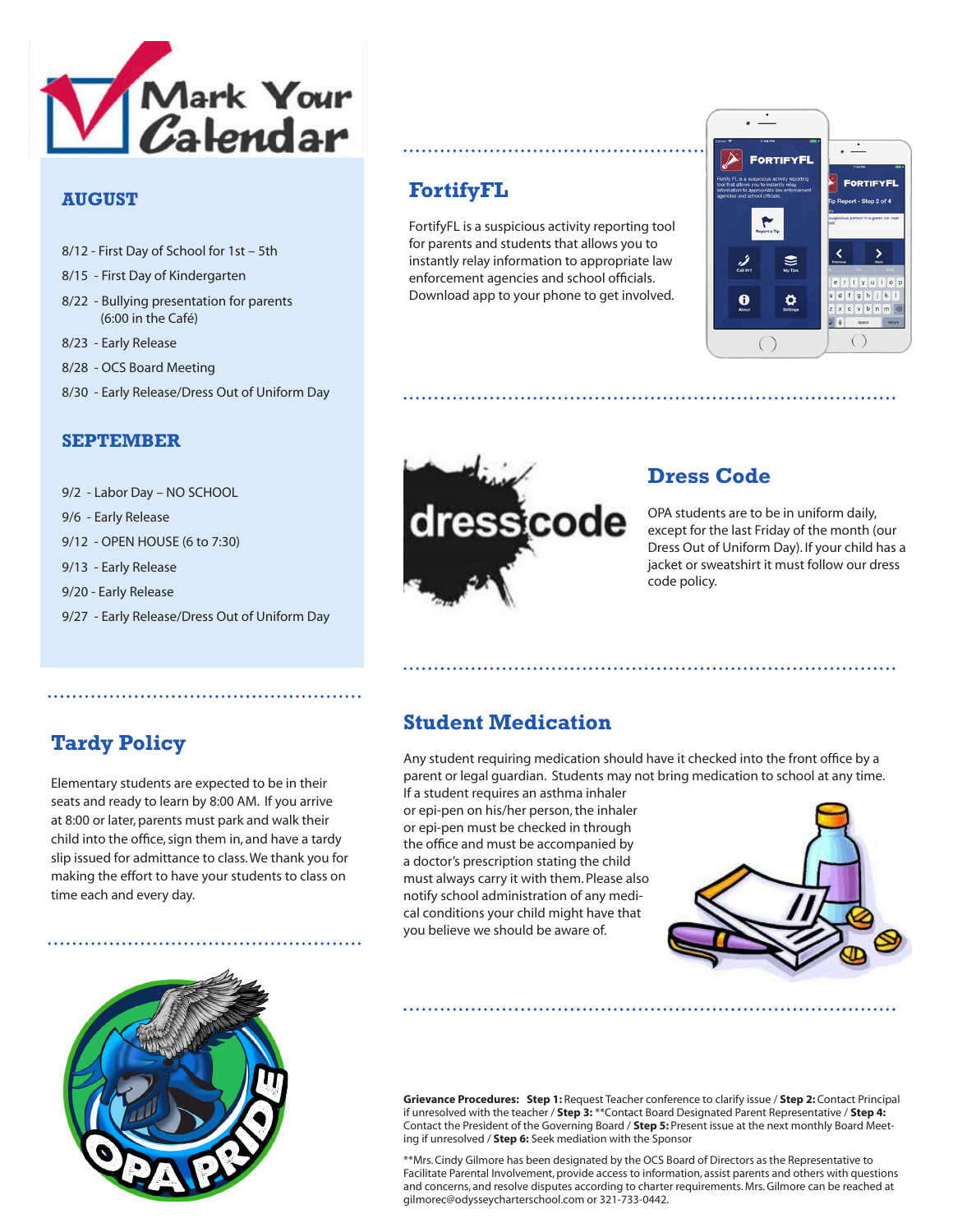# Mark Your Calendar

## AUGUST

8/12 - First Day of School for 1st – 5th

8/15 - First Day of Kindergarten

8/22 - Bullying presentation for parents (6:00 in the Café)

8/23 - Early Release

8/28 - OCS Board Meeting

8/30 - Early Release/Dress Out of Uniform Day

## SEPTEMBER

9/2 - Labor Day – NO SCHOOL

9/6 - Early Release

9/12 - OPEN HOUSE (6 to 7:30)

9/13 - Early Release

9/20 - Early Release

9/27 - Early Release/Dress Out of Uniform Day

## Tardy Policy

Elementary students are expected to be in their seats and ready to learn by 8:00 AM. If you arrive at 8:00 or later, parents must park and walk their child into the office, sign them in, and have a tardy slip issued for admittance to class. We thank you for making the effort to have your students to class on time each and every day.

## FortifyFL

FortifyFL is a suspicious activity reporting tool for parents and students that allows you to instantly relay information to appropriate law enforcement agencies and school officials. Download app to your phone to get involved.

## Dress Code

OPA students are to be in uniform daily, except for the last Friday of the month (our Dress Out of Uniform Day). If your child has a jacket or sweatshirt it must follow our dress code policy.

## Student Medication

Any student requiring medication should have it checked into the front office by a parent or legal guardian. Students may not bring medication to school at any time. If a student requires an asthma inhaler or epi-pen on his/her person, the inhaler or epi-pen must be checked in through the office and must be accompanied by a doctor's prescription stating the child must always carry it with them. Please also notify school administration of any medical conditions your child might have that you believe we should be aware of.

**Grievance Procedures: Step 1:** Request Teacher conference to clarify issue / **Step 2:** Contact Principal if unresolved with the teacher / **Step 3:** **Contact Board Designated Parent Representative / **Step 4:** Contact the President of the Governing Board / **Step 5:** Present issue at the next monthly Board Meeting if unresolved / **Step 6:** Seek mediation with the Sponsor

**Mrs. Cindy Gilmore has been designated by the OCS Board of Directors as the Representative to Facilitate Parental Involvement, provide access to information, assist parents and others with questions and concerns, and resolve disputes according to charter requirements. Mrs. Gilmore can be reached at gilmorec@odysseycharterschool.com or 321-733-0442.